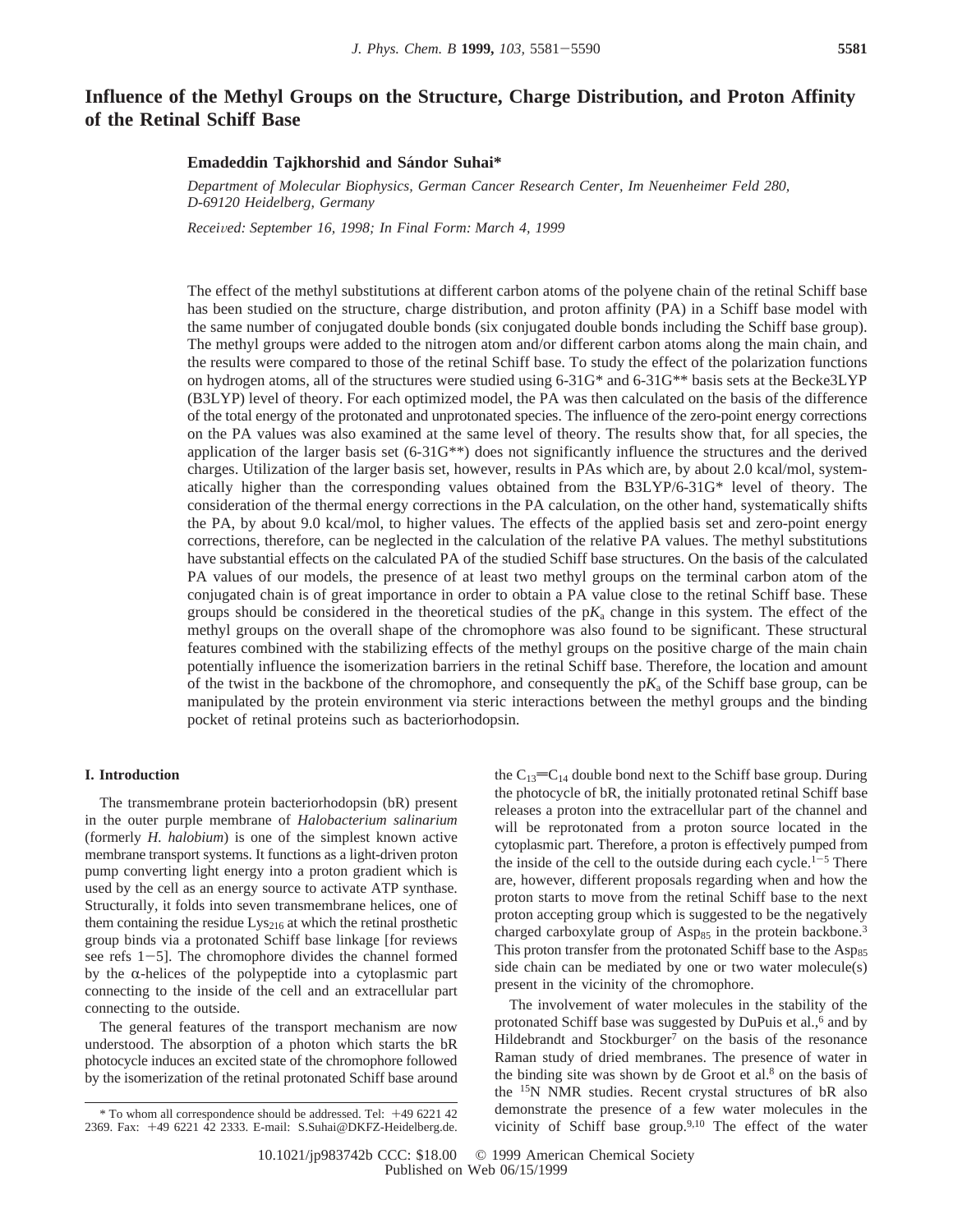# Influence of the Methyl Groups on the Structure, Charge Distribution, and Proton Affinity of the Retinal Schiff Base

**Emadeddin Tajkhorshid and Sándor Suhai***

*Department of Molecular Biophysics, German Cancer Research Center, Im Neuenheimer Feld 280, D-69120 Heidelberg, Germany*

*Received: September 16, 1998; In Final Form: March 4, 1999*

The effect of the methyl substitutions at different carbon atoms of the polyene chain of the retinal Schiff base has been studied on the structure, charge distribution, and proton affinity (PA) in a Schiff base model with the same number of conjugated double bonds (six conjugated double bonds including the Schiff base group). The methyl groups were added to the nitrogen atom and/or different carbon atoms along the main chain, and the results were compared to those of the retinal Schiff base. To study the effect of the polarization functions on hydrogen atoms, all of the structures were studied using 6-31G* and 6-31G** basis sets at the Becke3LYP (B3LYP) level of theory. For each optimized model, the PA was then calculated on the basis of the difference of the total energy of the protonated and unprotonated species. The influence of the zero-point energy corrections on the PA values was also examined at the same level of theory. The results show that, for all species, the application of the larger basis set (6-31G**) does not significantly influence the structures and the derived charges. Utilization of the larger basis set, however, results in PAs which are, by about 2.0 kcal/mol, systematically higher than the corresponding values obtained from the B3LYP/6-31G* level of theory. The consideration of the thermal energy corrections in the PA calculation, on the other hand, systematically shifts the PA, by about 9.0 kcal/mol, to higher values. The effects of the applied basis set and zero-point energy corrections, therefore, can be neglected in the calculation of the relative PA values. The methyl substitutions have substantial effects on the calculated PA of the studied Schiff base structures. On the basis of the calculated PA values of our models, the presence of at least two methyl groups on the terminal carbon atom of the conjugated chain is of great importance in order to obtain a PA value close to the retinal Schiff base. These groups should be considered in the theoretical studies of the p$K_a$ change in this system. The effect of the methyl groups on the overall shape of the chromophore was also found to be significant. These structural features combined with the stabilizing effects of the methyl groups on the positive charge of the main chain potentially influence the isomerization barriers in the retinal Schiff base. Therefore, the location and amount of the twist in the backbone of the chromophore, and consequently the p$K_a$ of the Schiff base group, can be manipulated by the protein environment via steric interactions between the methyl groups and the binding pocket of retinal proteins such as bacteriorhodopsin.

## I. Introduction

The transmembrane protein bacteriorhodopsin (bR) present in the outer purple membrane of *Halobacterium salinarium* (formerly *H. halobium*) is one of the simplest known active membrane transport systems. It functions as a light-driven proton pump converting light energy into a proton gradient which is used by the cell as an energy source to activate ATP synthase. Structurally, it folds into seven transmembrane helices, one of them containing the residue $Lys_{216}$ at which the retinal prosthetic group binds via a protonated Schiff base linkage [for reviews see refs 1−5]. The chromophore divides the channel formed by the α-helices of the polypeptide into a cytoplasmic part connecting to the inside of the cell and an extracellular part connecting to the outside.

The general features of the transport mechanism are now understood. The absorption of a photon which starts the bR photocycle induces an excited state of the chromophore followed by the isomerization of the retinal protonated Schiff base around the $C_{13}{=}C_{14}$ double bond next to the Schiff base group. During the photocycle of bR, the initially protonated retinal Schiff base releases a proton into the extracellular part of the channel and will be reprotonated from a proton source located in the cytoplasmic part. Therefore, a proton is effectively pumped from the inside of the cell to the outside during each cycle.[1−5] There are, however, different proposals regarding when and how the proton starts to move from the retinal Schiff base to the next proton accepting group which is suggested to be the negatively charged carboxylate group of $Asp_{85}$ in the protein backbone.[3] This proton transfer from the protonated Schiff base to the $Asp_{85}$ side chain can be mediated by one or two water molecule(s) present in the vicinity of the chromophore.

The involvement of water molecules in the stability of the protonated Schiff base was suggested by DuPuis et al.,[6] and by Hildebrandt and Stockburger[7] on the basis of the resonance Raman study of dried membranes. The presence of water in the binding site was shown by de Groot et al.[8] on the basis of the $^{15}N$ NMR studies. Recent crystal structures of bR also demonstrate the presence of a few water molecules in the vicinity of Schiff base group.[9,10] The effect of the water

* To whom all correspondence should be addressed. Tel: +49 6221 42 2369. Fax: +49 6221 42 2333. E-mail: S.Suhai@DKFZ-Heidelberg.de.

10.1021/jp983742b CCC: $18.00 © 1999 American Chemical Society
Published on Web 06/15/1999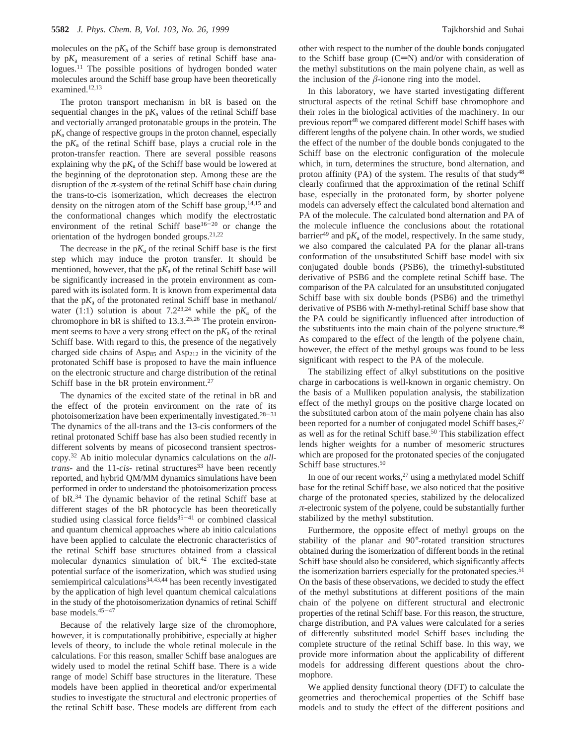molecules on the $pK_a$ of the Schiff base group is demonstrated by $pK_a$ measurement of a series of retinal Schiff base analogues.[11] The possible positions of hydrogen bonded water molecules around the Schiff base group have been theoretically examined.[12,13]

The proton transport mechanism in bR is based on the sequential changes in the $pK_a$ values of the retinal Schiff base and vectorially arranged protonatable groups in the protein. The $pK_a$ change of respective groups in the proton channel, especially the $pK_a$ of the retinal Schiff base, plays a crucial role in the proton-transfer reaction. There are several possible reasons explaining why the $pK_a$ of the Schiff base would be lowered at the beginning of the deprotonation step. Among these are the disruption of the $\pi$-system of the retinal Schiff base chain during the trans-to-cis isomerization, which decreases the electron density on the nitrogen atom of the Schiff base group,[14,15] and the conformational changes which modify the electrostatic environment of the retinal Schiff base[16-20] or change the orientation of the hydrogen bonded groups.[21,22]

The decrease in the $pK_a$ of the retinal Schiff base is the first step which may induce the proton transfer. It should be mentioned, however, that the $pK_a$ of the retinal Schiff base will be significantly increased in the protein environment as compared with its isolated form. It is known from experimental data that the $pK_a$ of the protonated retinal Schiff base in methanol/water (1:1) solution is about 7.2[23,24] while the $pK_a$ of the chromophore in bR is shifted to 13.3.[25,26] The protein environment seems to have a very strong effect on the $pK_a$ of the retinal Schiff base. With regard to this, the presence of the negatively charged side chains of $Asp_{85}$ and $Asp_{212}$ in the vicinity of the protonated Schiff base is proposed to have the main influence on the electronic structure and charge distribution of the retinal Schiff base in the bR protein environment.[27]

The dynamics of the excited state of the retinal in bR and the effect of the protein environment on the rate of its photoisomerization have been experimentally investigated.[28-31] The dynamics of the all-trans and the 13-cis conformers of the retinal protonated Schiff base has also been studied recently in different solvents by means of picosecond transient spectroscopy.[32] Ab initio molecular dynamics calculations on the *all-trans-* and the 11-*cis*- retinal structures[33] have been recently reported, and hybrid QM/MM dynamics simulations have been performed in order to understand the photoisomerization process of bR.[34] The dynamic behavior of the retinal Schiff base at different stages of the bR photocycle has been theoretically studied using classical force fields[35-41] or combined classical and quantum chemical approaches where ab initio calculations have been applied to calculate the electronic characteristics of the retinal Schiff base structures obtained from a classical molecular dynamics simulation of bR.[42] The excited-state potential surface of the isomerization, which was studied using semiempirical calculations[34,43,44] has been recently investigated by the application of high level quantum chemical calculations in the study of the photoisomerization dynamics of retinal Schiff base models.[45-47]

Because of the relatively large size of the chromophore, however, it is computationally prohibitive, especially at higher levels of theory, to include the whole retinal molecule in the calculations. For this reason, smaller Schiff base analogues are widely used to model the retinal Schiff base. There is a wide range of model Schiff base structures in the literature. These models have been applied in theoretical and/or experimental studies to investigate the structural and electronic properties of the retinal Schiff base. These models are different from each other with respect to the number of the double bonds conjugated to the Schiff base group (C=N) and/or with consideration of the methyl substitutions on the main polyene chain, as well as the inclusion of the $\beta$-ionone ring into the model.

In this laboratory, we have started investigating different structural aspects of the retinal Schiff base chromophore and their roles in the biological activities of the machinery. In our previous report[48] we compared different model Schiff bases with different lengths of the polyene chain. In other words, we studied the effect of the number of the double bonds conjugated to the Schiff base on the electronic configuration of the molecule which, in turn, determines the structure, bond alternation, and proton affinity (PA) of the system. The results of that study[48] clearly confirmed that the approximation of the retinal Schiff base, especially in the protonated form, by shorter polyene models can adversely effect the calculated bond alternation and PA of the molecule. The calculated bond alternation and PA of the molecule influence the conclusions about the rotational barrier[49] and $pK_a$ of the model, respectively. In the same study, we also compared the calculated PA for the planar all-trans conformation of the unsubstituted Schiff base model with six conjugated double bonds (PSB6), the trimethyl-substituted derivative of PSB6 and the complete retinal Schiff base. The comparison of the PA calculated for an unsubstituted conjugated Schiff base with six double bonds (PSB6) and the trimethyl derivative of PSB6 with *N*-methyl-retinal Schiff base show that the PA could be significantly influenced after introduction of the substituents into the main chain of the polyene structure.[48] As compared to the effect of the length of the polyene chain, however, the effect of the methyl groups was found to be less significant with respect to the PA of the molecule.

The stabilizing effect of alkyl substitutions on the positive charge in carbocations is well-known in organic chemistry. On the basis of a Mulliken population analysis, the stabilization effect of the methyl groups on the positive charge located on the substituted carbon atom of the main polyene chain has also been reported for a number of conjugated model Schiff bases,[27] as well as for the retinal Schiff base.[50] This stabilization effect lends higher weights for a number of mesomeric structures which are proposed for the protonated species of the conjugated Schiff base structures.[50]

In one of our recent works,[27] using a methylated model Schiff base for the retinal Schiff base, we also noticed that the positive charge of the protonated species, stabilized by the delocalized $\pi$-electronic system of the polyene, could be substantially further stabilized by the methyl substitution.

Furthermore, the opposite effect of methyl groups on the stability of the planar and 90°-rotated transition structures obtained during the isomerization of different bonds in the retinal Schiff base should also be considered, which significantly affects the isomerization barriers especially for the protonated species.[51] On the basis of these observations, we decided to study the effect of the methyl substitutions at different positions of the main chain of the polyene on different structural and electronic properties of the retinal Schiff base. For this reason, the structure, charge distribution, and PA values were calculated for a series of differently substituted model Schiff bases including the complete structure of the retinal Schiff base. In this way, we provide more information about the applicability of different models for addressing different questions about the chromophore.

We applied density functional theory (DFT) to calculate the geometries and therochemical properties of the Schiff base models and to study the effect of the different positions and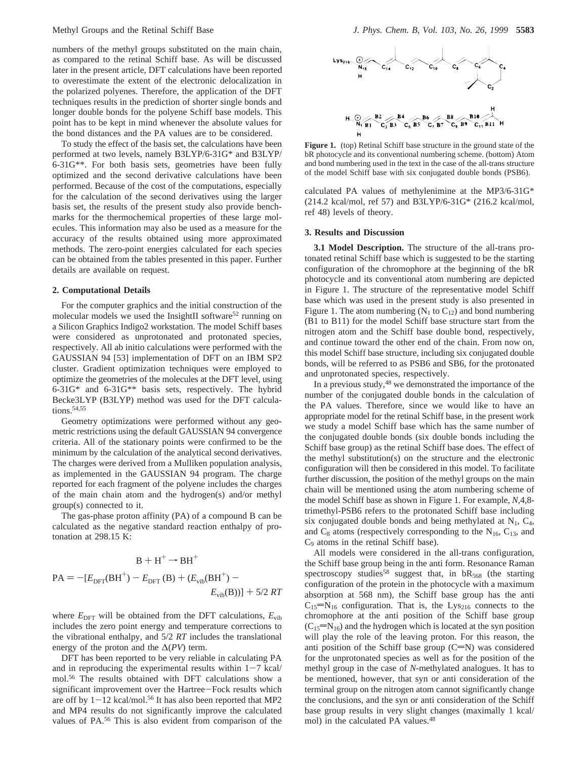numbers of the methyl groups substituted on the main chain, as compared to the retinal Schiff base. As will be discussed later in the present article, DFT calculations have been reported to overestimate the extent of the electronic delocalization in the polarized polyenes. Therefore, the application of the DFT techniques results in the prediction of shorter single bonds and longer double bonds for the polyene Schiff base models. This point has to be kept in mind whenever the absolute values for the bond distances and the PA values are to be considered.

To study the effect of the basis set, the calculations have been performed at two levels, namely B3LYP/6-31G* and B3LYP/6-31G**. For both basis sets, geometries have been fully optimized and the second derivative calculations have been performed. Because of the cost of the computations, especially for the calculation of the second derivatives using the larger basis set, the results of the present study also provide benchmarks for the thermochemical properties of these large molecules. This information may also be used as a measure for the accuracy of the results obtained using more approximated methods. The zero-point energies calculated for each species can be obtained from the tables presented in this paper. Further details are available on request.

## 2. Computational Details

For the computer graphics and the initial construction of the molecular models we used the InsightII software[52] running on a Silicon Graphics Indigo2 workstation. The model Schiff bases were considered as unprotonated and protonated species, respectively. All ab initio calculations were performed with the GAUSSIAN 94 [53] implementation of DFT on an IBM SP2 cluster. Gradient optimization techniques were employed to optimize the geometries of the molecules at the DFT level, using 6-31G* and 6-31G** basis sets, respectively. The hybrid Becke3LYP (B3LYP) method was used for the DFT calculations.[54,55]

Geometry optimizations were performed without any geometric restrictions using the default GAUSSIAN 94 convergence criteria. All of the stationary points were confirmed to be the minimum by the calculation of the analytical second derivatives. The charges were derived from a Mulliken population analysis, as implemented in the GAUSSIAN 94 program. The charge reported for each fragment of the polyene includes the charges of the main chain atom and the hydrogen(s) and/or methyl group(s) connected to it.

The gas-phase proton affinity (PA) of a compound B can be calculated as the negative standard reaction enthalpy of protonation at 298.15 K:

$$\mathrm{B} + \mathrm{H}^+ \rightarrow \mathrm{BH}^+$$

$$\mathrm{PA} = -[E_{\mathrm{DFT}}(\mathrm{BH}^+) - E_{\mathrm{DFT}}(\mathrm{B}) + (E_{\mathrm{vib}}(\mathrm{BH}^+) - E_{\mathrm{vib}}(\mathrm{B}))] + 5/2\,RT$$

where $E_{\mathrm{DFT}}$ will be obtained from the DFT calculations, $E_{\mathrm{vib}}$ includes the zero point energy and temperature corrections to the vibrational enthalpy, and $5/2\,RT$ includes the translational energy of the proton and the $\Delta(PV)$ term.

DFT has been reported to be very reliable in calculating PA and in reproducing the experimental results within 1−7 kcal/mol.[56] The results obtained with DFT calculations show a significant improvement over the Hartree−Fock results which are off by 1−12 kcal/mol.[56] It has also been reported that MP2 and MP4 results do not significantly improve the calculated values of PA.[56] This is also evident from comparison of the calculated PA values of methylenimine at the MP3/6-31G* (214.2 kcal/mol, ref 57) and B3LYP/6-31G* (216.2 kcal/mol, ref 48) levels of theory.

**Figure 1.** (top) Retinal Schiff base structure in the ground state of the bR photocycle and its conventional numbering scheme. (bottom) Atom and bond numbering used in the text in the case of the all-trans structure of the model Schiff base with six conjugated double bonds (PSB6).

## 3. Results and Discussion

**3.1 Model Description.** The structure of the all-trans protonated retinal Schiff base which is suggested to be the starting configuration of the chromophore at the beginning of the bR photocycle and its conventional atom numbering are depicted in Figure 1. The structure of the representative model Schiff base which was used in the present study is also presented in Figure 1. The atom numbering ($N_1$ to $C_{12}$) and bond numbering (B1 to B11) for the model Schiff base structure start from the nitrogen atom and the Schiff base double bond, respectively, and continue toward the other end of the chain. From now on, this model Schiff base structure, including six conjugated double bonds, will be referred to as PSB6 and SB6, for the protonated and unprotonated species, respectively.

In a previous study,[48] we demonstrated the importance of the number of the conjugated double bonds in the calculation of the PA values. Therefore, since we would like to have an appropriate model for the retinal Schiff base, in the present work we study a model Schiff base which has the same number of the conjugated double bonds (six double bonds including the Schiff base group) as the retinal Schiff base does. The effect of the methyl substitution(s) on the structure and the electronic configuration will then be considered in this model. To facilitate further discussion, the position of the methyl groups on the main chain will be mentioned using the atom numbering scheme of the model Schiff base as shown in Figure 1. For example, *N*,4,8-trimethyl-PSB6 refers to the protonated Schiff base including six conjugated double bonds and being methylated at $N_1$, $C_4$, and $C_8$ atoms (respectively corresponding to the $N_{16}$, $C_{13}$, and $C_9$ atoms in the retinal Schiff base).

All models were considered in the all-trans configuration, the Schiff base group being in the anti form. Resonance Raman spectroscopy studies[58] suggest that, in $bR_{568}$ (the starting configuration of the protein in the photocycle with a maximum absorption at 568 nm), the Schiff base group has the anti $C_{15}{=}N_{16}$ configuration. That is, the $Lys_{216}$ connects to the chromophore at the anti position of the Schiff base group ($C_{15}{=}N_{16}$) and the hydrogen which is located at the syn position will play the role of the leaving proton. For this reason, the anti position of the Schiff base group (C=N) was considered for the unprotonated species as well as for the position of the methyl group in the case of *N*-methylated analogues. It has to be mentioned, however, that syn or anti consideration of the terminal group on the nitrogen atom cannot significantly change the conclusions, and the syn or anti consideration of the Schiff base group results in very slight changes (maximally 1 kcal/mol) in the calculated PA values.[48]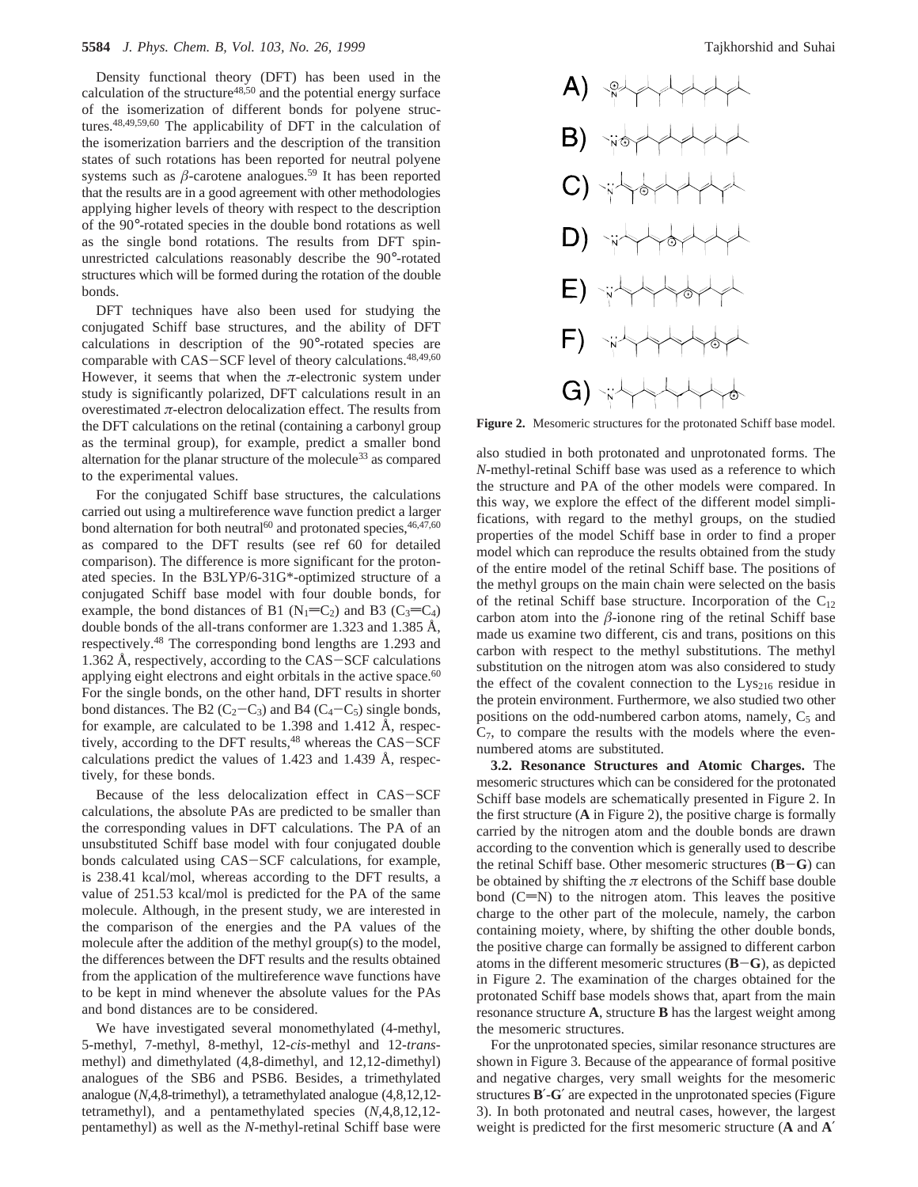Density functional theory (DFT) has been used in the calculation of the structure[48,50] and the potential energy surface of the isomerization of different bonds for polyene structures.[48,49,59,60] The applicability of DFT in the calculation of the isomerization barriers and the description of the transition states of such rotations has been reported for neutral polyene systems such as $\beta$-carotene analogues.[59] It has been reported that the results are in a good agreement with other methodologies applying higher levels of theory with respect to the description of the 90°-rotated species in the double bond rotations as well as the single bond rotations. The results from DFT spin-unrestricted calculations reasonably describe the 90°-rotated structures which will be formed during the rotation of the double bonds.

DFT techniques have also been used for studying the conjugated Schiff base structures, and the ability of DFT calculations in description of the 90°-rotated species are comparable with CAS–SCF level of theory calculations.[48,49,60] However, it seems that when the $\pi$-electronic system under study is significantly polarized, DFT calculations result in an overestimated $\pi$-electron delocalization effect. The results from the DFT calculations on the retinal (containing a carbonyl group as the terminal group), for example, predict a smaller bond alternation for the planar structure of the molecule[33] as compared to the experimental values.

For the conjugated Schiff base structures, the calculations carried out using a multireference wave function predict a larger bond alternation for both neutral[60] and protonated species,[46,47,60] as compared to the DFT results (see ref 60 for detailed comparison). The difference is more significant for the protonated species. In the B3LYP/6-31G*-optimized structure of a conjugated Schiff base model with four double bonds, for example, the bond distances of B1 ($N_1{=}C_2$) and B3 ($C_3{=}C_4$) double bonds of the all-trans conformer are 1.323 and 1.385 Å, respectively.[48] The corresponding bond lengths are 1.293 and 1.362 Å, respectively, according to the CAS–SCF calculations applying eight electrons and eight orbitals in the active space.[60] For the single bonds, on the other hand, DFT results in shorter bond distances. The B2 ($C_2{-}C_3$) and B4 ($C_4{-}C_5$) single bonds, for example, are calculated to be 1.398 and 1.412 Å, respectively, according to the DFT results,[48] whereas the CAS–SCF calculations predict the values of 1.423 and 1.439 Å, respectively, for these bonds.

Because of the less delocalization effect in CAS–SCF calculations, the absolute PAs are predicted to be smaller than the corresponding values in DFT calculations. The PA of an unsubstituted Schiff base model with four conjugated double bonds calculated using CAS–SCF calculations, for example, is 238.41 kcal/mol, whereas according to the DFT results, a value of 251.53 kcal/mol is predicted for the PA of the same molecule. Although, in the present study, we are interested in the comparison of the energies and the PA values of the molecule after the addition of the methyl group(s) to the model, the differences between the DFT results and the results obtained from the application of the multireference wave functions have to be kept in mind whenever the absolute values for the PAs and bond distances are to be considered.

We have investigated several monomethylated (4-methyl, 5-methyl, 7-methyl, 8-methyl, 12-*cis*-methyl and 12-*trans*-methyl) and dimethylated (4,8-dimethyl, and 12,12-dimethyl) analogues of the SB6 and PSB6. Besides, a trimethylated analogue (*N*,4,8-trimethyl), a tetramethylated analogue (4,8,12,12-tetramethyl), and a pentamethylated species (*N*,4,8,12,12-pentamethyl) as well as the *N*-methyl-retinal Schiff base were also studied in both protonated and unprotonated forms. The *N*-methyl-retinal Schiff base was used as a reference to which the structure and PA of the other models were compared. In this way, we explore the effect of the different model simplifications, with regard to the methyl groups, on the studied properties of the model Schiff base in order to find a proper model which can reproduce the results obtained from the study of the entire model of the retinal Schiff base. The positions of the methyl groups on the main chain were selected on the basis of the retinal Schiff base structure. Incorporation of the $C_{12}$ carbon atom into the $\beta$-ionone ring of the retinal Schiff base made us examine two different, cis and trans, positions on this carbon with respect to the methyl substitutions. The methyl substitution on the nitrogen atom was also considered to study the effect of the covalent connection to the $Lys_{216}$ residue in the protein environment. Furthermore, we also studied two other positions on the odd-numbered carbon atoms, namely, $C_5$ and $C_7$, to compare the results with the models where the even-numbered atoms are substituted.

**Figure 2.** Mesomeric structures for the protonated Schiff base model.

**3.2. Resonance Structures and Atomic Charges.** The mesomeric structures which can be considered for the protonated Schiff base models are schematically presented in Figure 2. In the first structure (**A** in Figure 2), the positive charge is formally carried by the nitrogen atom and the double bonds are drawn according to the convention which is generally used to describe the retinal Schiff base. Other mesomeric structures (**B**–**G**) can be obtained by shifting the $\pi$ electrons of the Schiff base double bond (C=N) to the nitrogen atom. This leaves the positive charge to the other part of the molecule, namely, the carbon containing moiety, where, by shifting the other double bonds, the positive charge can formally be assigned to different carbon atoms in the different mesomeric structures (**B**–**G**), as depicted in Figure 2. The examination of the charges obtained for the protonated Schiff base models shows that, apart from the main resonance structure **A**, structure **B** has the largest weight among the mesomeric structures.

For the unprotonated species, similar resonance structures are shown in Figure 3. Because of the appearance of formal positive and negative charges, very small weights for the mesomeric structures **B′**-**G′** are expected in the unprotonated species (Figure 3). In both protonated and neutral cases, however, the largest weight is predicted for the first mesomeric structure (**A** and **A′**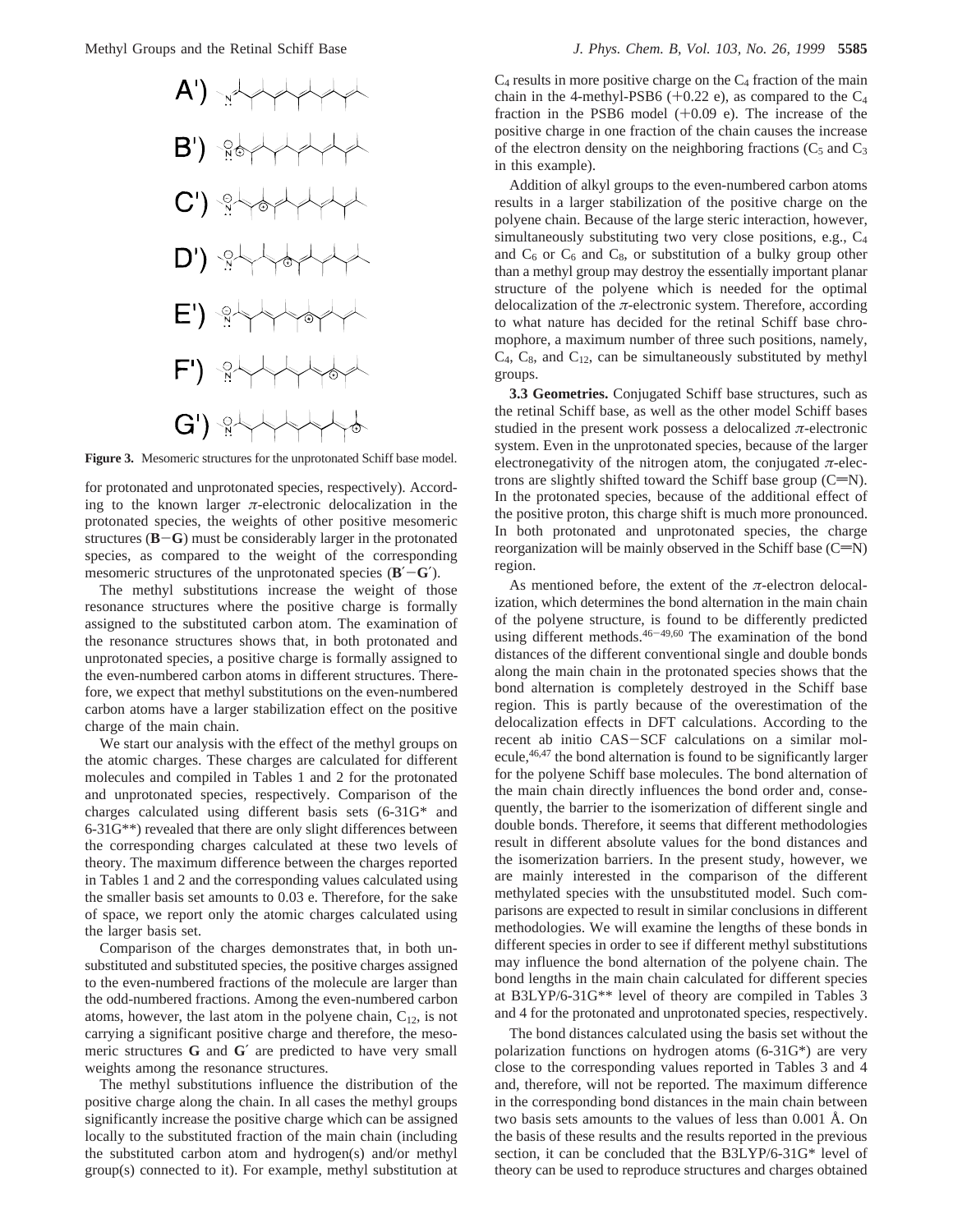A′)

B′)

C′)

D′)

E′)

F′)

G′)

**Figure 3.** Mesomeric structures for the unprotonated Schiff base model.

for protonated and unprotonated species, respectively). According to the known larger π-electronic delocalization in the protonated species, the weights of other positive mesomeric structures (**B**−**G**) must be considerably larger in the protonated species, as compared to the weight of the corresponding mesomeric structures of the unprotonated species (**B**′−**G**′).

The methyl substitutions increase the weight of those resonance structures where the positive charge is formally assigned to the substituted carbon atom. The examination of the resonance structures shows that, in both protonated and unprotonated species, a positive charge is formally assigned to the even-numbered carbon atoms in different structures. Therefore, we expect that methyl substitutions on the even-numbered carbon atoms have a larger stabilization effect on the positive charge of the main chain.

We start our analysis with the effect of the methyl groups on the atomic charges. These charges are calculated for different molecules and compiled in Tables 1 and 2 for the protonated and unprotonated species, respectively. Comparison of the charges calculated using different basis sets (6-31G* and 6-31G**) revealed that there are only slight differences between the corresponding charges calculated at these two levels of theory. The maximum difference between the charges reported in Tables 1 and 2 and the corresponding values calculated using the smaller basis set amounts to 0.03 e. Therefore, for the sake of space, we report only the atomic charges calculated using the larger basis set.

Comparison of the charges demonstrates that, in both unsubstituted and substituted species, the positive charges assigned to the even-numbered fractions of the molecule are larger than the odd-numbered fractions. Among the even-numbered carbon atoms, however, the last atom in the polyene chain, $C_{12}$, is not carrying a significant positive charge and therefore, the mesomeric structures **G** and **G**′ are predicted to have very small weights among the resonance structures.

The methyl substitutions influence the distribution of the positive charge along the chain. In all cases the methyl groups significantly increase the positive charge which can be assigned locally to the substituted fraction of the main chain (including the substituted carbon atom and hydrogen(s) and/or methyl group(s) connected to it). For example, methyl substitution at $C_4$ results in more positive charge on the $C_4$ fraction of the main chain in the 4-methyl-PSB6 (+0.22 e), as compared to the $C_4$ fraction in the PSB6 model (+0.09 e). The increase of the positive charge in one fraction of the chain causes the increase of the electron density on the neighboring fractions ($C_5$ and $C_3$ in this example).

Addition of alkyl groups to the even-numbered carbon atoms results in a larger stabilization of the positive charge on the polyene chain. Because of the large steric interaction, however, simultaneously substituting two very close positions, e.g., $C_4$ and $C_6$ or $C_6$ and $C_8$, or substitution of a bulky group other than a methyl group may destroy the essentially important planar structure of the polyene which is needed for the optimal delocalization of the π-electronic system. Therefore, according to what nature has decided for the retinal Schiff base chromophore, a maximum number of three such positions, namely, $C_4$, $C_8$, and $C_{12}$, can be simultaneously substituted by methyl groups.

**3.3 Geometries.** Conjugated Schiff base structures, such as the retinal Schiff base, as well as the other model Schiff bases studied in the present work possess a delocalized π-electronic system. Even in the unprotonated species, because of the larger electronegativity of the nitrogen atom, the conjugated π-electrons are slightly shifted toward the Schiff base group (C=N). In the protonated species, because of the additional effect of the positive proton, this charge shift is much more pronounced. In both protonated and unprotonated species, the charge reorganization will be mainly observed in the Schiff base (C=N) region.

As mentioned before, the extent of the π-electron delocalization, which determines the bond alternation in the main chain of the polyene structure, is found to be differently predicted using different methods.[46−49,60] The examination of the bond distances of the different conventional single and double bonds along the main chain in the protonated species shows that the bond alternation is completely destroyed in the Schiff base region. This is partly because of the overestimation of the delocalization effects in DFT calculations. According to the recent ab initio CAS−SCF calculations on a similar molecule,[46,47] the bond alternation is found to be significantly larger for the polyene Schiff base molecules. The bond alternation of the main chain directly influences the bond order and, consequently, the barrier to the isomerization of different single and double bonds. Therefore, it seems that different methodologies result in different absolute values for the bond distances and the isomerization barriers. In the present study, however, we are mainly interested in the comparison of the different methylated species with the unsubstituted model. Such comparisons are expected to result in similar conclusions in different methodologies. We will examine the lengths of these bonds in different species in order to see if different methyl substitutions may influence the bond alternation of the polyene chain. The bond lengths in the main chain calculated for different species at B3LYP/6-31G** level of theory are compiled in Tables 3 and 4 for the protonated and unprotonated species, respectively.

The bond distances calculated using the basis set without the polarization functions on hydrogen atoms (6-31G*) are very close to the corresponding values reported in Tables 3 and 4 and, therefore, will not be reported. The maximum difference in the corresponding bond distances in the main chain between two basis sets amounts to the values of less than 0.001 Å. On the basis of these results and the results reported in the previous section, it can be concluded that the B3LYP/6-31G* level of theory can be used to reproduce structures and charges obtained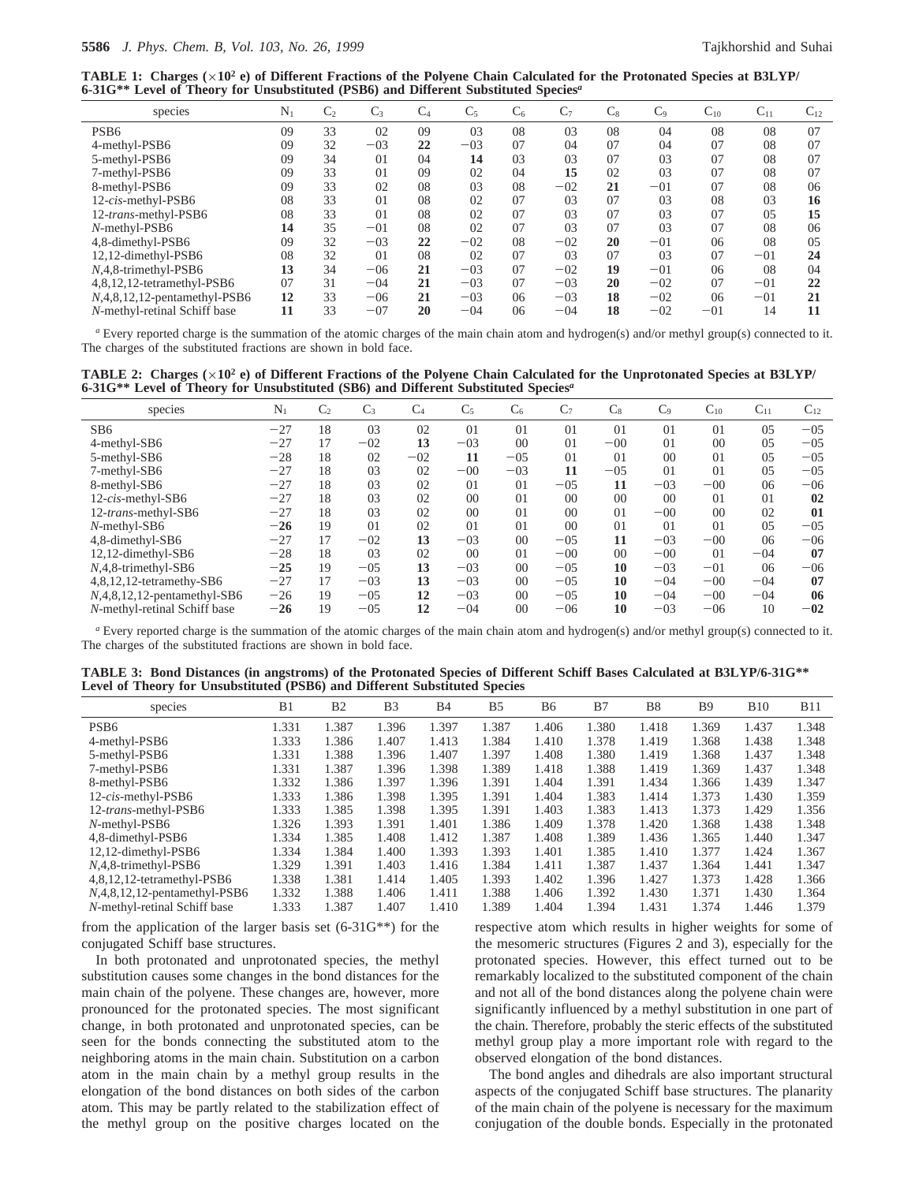**TABLE 1: Charges ($\times 10^2$ e) of Different Fractions of the Polyene Chain Calculated for the Protonated Species at B3LYP/6-31G** Level of Theory for Unsubstituted (PSB6) and Different Substituted Species[a]**

| species | $N_1$ | $C_2$ | $C_3$ | $C_4$ | $C_5$ | $C_6$ | $C_7$ | $C_8$ | $C_9$ | $C_{10}$ | $C_{11}$ | $C_{12}$ |
|---|---|---|---|---|---|---|---|---|---|---|---|---|
| PSB6 | 09 | 33 | 02 | 09 | 03 | 08 | 03 | 08 | 04 | 08 | 08 | 07 |
| 4-methyl-PSB6 | 09 | 32 | −03 | **22** | −03 | 07 | 04 | 07 | 04 | 07 | 08 | 07 |
| 5-methyl-PSB6 | 09 | 34 | 01 | 04 | **14** | 03 | 03 | 07 | 03 | 07 | 08 | 07 |
| 7-methyl-PSB6 | 09 | 33 | 01 | 09 | 02 | 04 | **15** | 02 | 03 | 07 | 08 | 07 |
| 8-methyl-PSB6 | 09 | 33 | 02 | 08 | 03 | 08 | −02 | **21** | −01 | 07 | 08 | 06 |
| 12-*cis*-methyl-PSB6 | 08 | 33 | 01 | 08 | 02 | 07 | 03 | 07 | 03 | 08 | 03 | **16** |
| 12-*trans*-methyl-PSB6 | 08 | 33 | 01 | 08 | 02 | 07 | 03 | 07 | 03 | 07 | 05 | **15** |
| *N*-methyl-PSB6 | **14** | 35 | −01 | 08 | 02 | 07 | 03 | 07 | 03 | 07 | 08 | 06 |
| 4,8-dimethyl-PSB6 | 09 | 32 | −03 | **22** | −02 | 08 | −02 | **20** | −01 | 06 | 08 | 05 |
| 12,12-dimethyl-PSB6 | 08 | 32 | 01 | 08 | 02 | 07 | 03 | 07 | 03 | 07 | −01 | **24** |
| *N*,4,8-trimethyl-PSB6 | **13** | 34 | −06 | **21** | −03 | 07 | −02 | **19** | −01 | 06 | 08 | 04 |
| 4,8,12,12-tetramethyl-PSB6 | 07 | 31 | −04 | **21** | −03 | 07 | −03 | **20** | −02 | 07 | −01 | **22** |
| *N*,4,8,12,12-pentamethyl-PSB6 | **12** | 33 | −06 | **21** | −03 | 06 | −03 | **18** | −02 | 06 | −01 | **21** |
| *N*-methyl-retinal Schiff base | **11** | 33 | −07 | **20** | −04 | 06 | −04 | **18** | −02 | −01 | 14 | **11** |

[a] Every reported charge is the summation of the atomic charges of the main chain atom and hydrogen(s) and/or methyl group(s) connected to it. The charges of the substituted fractions are shown in bold face.

**TABLE 2: Charges ($\times 10^2$ e) of Different Fractions of the Polyene Chain Calculated for the Unprotonated Species at B3LYP/6-31G** Level of Theory for Unsubstituted (SB6) and Different Substituted Species[a]**

| species | $N_1$ | $C_2$ | $C_3$ | $C_4$ | $C_5$ | $C_6$ | $C_7$ | $C_8$ | $C_9$ | $C_{10}$ | $C_{11}$ | $C_{12}$ |
|---|---|---|---|---|---|---|---|---|---|---|---|---|
| SB6 | −27 | 18 | 03 | 02 | 01 | 01 | 01 | 01 | 01 | 01 | 05 | −05 |
| 4-methyl-SB6 | −27 | 17 | −02 | **13** | −03 | 00 | 01 | −00 | 01 | 00 | 05 | −05 |
| 5-methyl-SB6 | −28 | 18 | 02 | −02 | **11** | −05 | 01 | 01 | 00 | 01 | 05 | −05 |
| 7-methyl-SB6 | −27 | 18 | 03 | 02 | −00 | −03 | **11** | −05 | 01 | 01 | 05 | −05 |
| 8-methyl-SB6 | −27 | 18 | 03 | 02 | 01 | 01 | −05 | **11** | −03 | −00 | 06 | −06 |
| 12-*cis*-methyl-SB6 | −27 | 18 | 03 | 02 | 00 | 01 | 00 | 00 | 00 | 01 | 01 | **02** |
| 12-*trans*-methyl-SB6 | −27 | 18 | 03 | 02 | 00 | 01 | 00 | 01 | −00 | 00 | 02 | **01** |
| *N*-methyl-SB6 | **−26** | 19 | 01 | 02 | 01 | 01 | 00 | 01 | 01 | 01 | 05 | −05 |
| 4,8-dimethyl-SB6 | −27 | 17 | −02 | **13** | −03 | 00 | −05 | **11** | −03 | −00 | 06 | −06 |
| 12,12-dimethyl-SB6 | −28 | 18 | 03 | 02 | 00 | 01 | −00 | 00 | −00 | 01 | −04 | **07** |
| *N*,4,8-trimethyl-SB6 | **−25** | 19 | −05 | **13** | −03 | 00 | −05 | **10** | −03 | −01 | 06 | −06 |
| 4,8,12,12-tetramethy-SB6 | −27 | 17 | −03 | **13** | −03 | 00 | −05 | **10** | −04 | −00 | −04 | **07** |
| *N*,4,8,12,12-pentamethyl-SB6 | −26 | 19 | −05 | **12** | −03 | 00 | −05 | **10** | −04 | −00 | −04 | **06** |
| *N*-methyl-retinal Schiff base | **−26** | 19 | −05 | **12** | −04 | 00 | −06 | **10** | −03 | −06 | 10 | **−02** |

[a] Every reported charge is the summation of the atomic charges of the main chain atom and hydrogen(s) and/or methyl group(s) connected to it. The charges of the substituted fractions are shown in bold face.

**TABLE 3: Bond Distances (in angstroms) of the Protonated Species of Different Schiff Bases Calculated at B3LYP/6-31G** Level of Theory for Unsubstituted (PSB6) and Different Substituted Species**

| species | B1 | B2 | B3 | B4 | B5 | B6 | B7 | B8 | B9 | B10 | B11 |
|---|---|---|---|---|---|---|---|---|---|---|---|
| PSB6 | 1.331 | 1.387 | 1.396 | 1.397 | 1.387 | 1.406 | 1.380 | 1.418 | 1.369 | 1.437 | 1.348 |
| 4-methyl-PSB6 | 1.333 | 1.386 | 1.407 | 1.413 | 1.384 | 1.410 | 1.378 | 1.419 | 1.368 | 1.438 | 1.348 |
| 5-methyl-PSB6 | 1.331 | 1.388 | 1.396 | 1.407 | 1.397 | 1.408 | 1.380 | 1.419 | 1.368 | 1.437 | 1.348 |
| 7-methyl-PSB6 | 1.331 | 1.387 | 1.396 | 1.398 | 1.389 | 1.418 | 1.388 | 1.419 | 1.369 | 1.437 | 1.348 |
| 8-methyl-PSB6 | 1.332 | 1.386 | 1.397 | 1.396 | 1.391 | 1.404 | 1.391 | 1.434 | 1.366 | 1.439 | 1.347 |
| 12-*cis*-methyl-PSB6 | 1.333 | 1.386 | 1.398 | 1.395 | 1.391 | 1.404 | 1.383 | 1.414 | 1.373 | 1.430 | 1.359 |
| 12-*trans*-methyl-PSB6 | 1.333 | 1.385 | 1.398 | 1.395 | 1.391 | 1.403 | 1.383 | 1.413 | 1.373 | 1.429 | 1.356 |
| *N*-methyl-PSB6 | 1.326 | 1.393 | 1.391 | 1.401 | 1.386 | 1.409 | 1.378 | 1.420 | 1.368 | 1.438 | 1.348 |
| 4,8-dimethyl-PSB6 | 1.334 | 1.385 | 1.408 | 1.412 | 1.387 | 1.408 | 1.389 | 1.436 | 1.365 | 1.440 | 1.347 |
| 12,12-dimethyl-PSB6 | 1.334 | 1.384 | 1.400 | 1.393 | 1.393 | 1.401 | 1.385 | 1.410 | 1.377 | 1.424 | 1.367 |
| *N*,4,8-trimethyl-PSB6 | 1.329 | 1.391 | 1.403 | 1.416 | 1.384 | 1.411 | 1.387 | 1.437 | 1.364 | 1.441 | 1.347 |
| 4,8,12,12-tetramethyl-PSB6 | 1.338 | 1.381 | 1.414 | 1.405 | 1.393 | 1.402 | 1.396 | 1.427 | 1.373 | 1.428 | 1.366 |
| *N*,4,8,12,12-pentamethyl-PSB6 | 1.332 | 1.388 | 1.406 | 1.411 | 1.388 | 1.406 | 1.392 | 1.430 | 1.371 | 1.430 | 1.364 |
| *N*-methyl-retinal Schiff base | 1.333 | 1.387 | 1.407 | 1.410 | 1.389 | 1.404 | 1.394 | 1.431 | 1.374 | 1.446 | 1.379 |

from the application of the larger basis set (6-31G**) for the conjugated Schiff base structures.

In both protonated and unprotonated species, the methyl substitution causes some changes in the bond distances for the main chain of the polyene. These changes are, however, more pronounced for the protonated species. The most significant change, in both protonated and unprotonated species, can be seen for the bonds connecting the substituted atom to the neighboring atoms in the main chain. Substitution on a carbon atom in the main chain by a methyl group results in the elongation of the bond distances on both sides of the carbon atom. This may be partly related to the stabilization effect of the methyl group on the positive charges located on the respective atom which results in higher weights for some of the mesomeric structures (Figures 2 and 3), especially for the protonated species. However, this effect turned out to be remarkably localized to the substituted component of the chain and not all of the bond distances along the polyene chain were significantly influenced by a methyl substitution in one part of the chain. Therefore, probably the steric effects of the substituted methyl group play a more important role with regard to the observed elongation of the bond distances.

The bond angles and dihedrals are also important structural aspects of the conjugated Schiff base structures. The planarity of the main chain of the polyene is necessary for the maximum conjugation of the double bonds. Especially in the protonated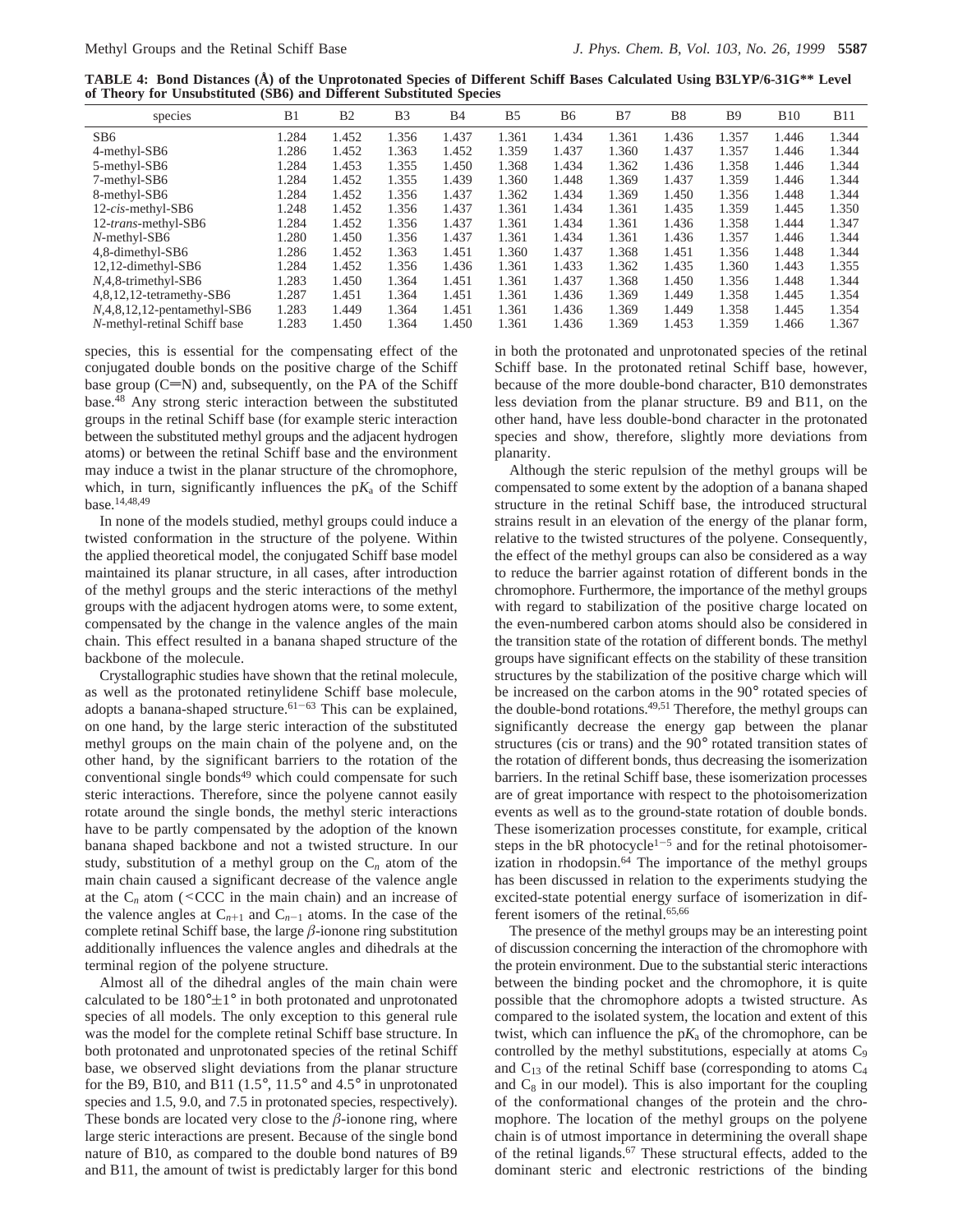**TABLE 4: Bond Distances (Å) of the Unprotonated Species of Different Schiff Bases Calculated Using B3LYP/6-31G** Level of Theory for Unsubstituted (SB6) and Different Substituted Species**

| species | B1 | B2 | B3 | B4 | B5 | B6 | B7 | B8 | B9 | B10 | B11 |
|---|---|---|---|---|---|---|---|---|---|---|---|
| SB6 | 1.284 | 1.452 | 1.356 | 1.437 | 1.361 | 1.434 | 1.361 | 1.436 | 1.357 | 1.446 | 1.344 |
| 4-methyl-SB6 | 1.286 | 1.452 | 1.363 | 1.452 | 1.359 | 1.437 | 1.360 | 1.437 | 1.357 | 1.446 | 1.344 |
| 5-methyl-SB6 | 1.284 | 1.453 | 1.355 | 1.450 | 1.368 | 1.434 | 1.362 | 1.436 | 1.358 | 1.446 | 1.344 |
| 7-methyl-SB6 | 1.284 | 1.452 | 1.355 | 1.439 | 1.360 | 1.448 | 1.369 | 1.437 | 1.359 | 1.446 | 1.344 |
| 8-methyl-SB6 | 1.284 | 1.452 | 1.356 | 1.437 | 1.362 | 1.434 | 1.369 | 1.450 | 1.356 | 1.448 | 1.344 |
| 12-*cis*-methyl-SB6 | 1.248 | 1.452 | 1.356 | 1.437 | 1.361 | 1.434 | 1.361 | 1.435 | 1.359 | 1.445 | 1.350 |
| 12-*trans*-methyl-SB6 | 1.284 | 1.452 | 1.356 | 1.437 | 1.361 | 1.434 | 1.361 | 1.436 | 1.358 | 1.444 | 1.347 |
| *N*-methyl-SB6 | 1.280 | 1.450 | 1.356 | 1.437 | 1.361 | 1.434 | 1.361 | 1.436 | 1.357 | 1.446 | 1.344 |
| 4,8-dimethyl-SB6 | 1.286 | 1.452 | 1.363 | 1.451 | 1.360 | 1.437 | 1.368 | 1.451 | 1.356 | 1.448 | 1.344 |
| 12,12-dimethyl-SB6 | 1.284 | 1.452 | 1.356 | 1.436 | 1.361 | 1.433 | 1.362 | 1.435 | 1.360 | 1.443 | 1.355 |
| *N*,4,8-trimethyl-SB6 | 1.283 | 1.450 | 1.364 | 1.451 | 1.361 | 1.437 | 1.368 | 1.450 | 1.356 | 1.448 | 1.344 |
| 4,8,12,12-tetramethy-SB6 | 1.287 | 1.451 | 1.364 | 1.451 | 1.361 | 1.436 | 1.369 | 1.449 | 1.358 | 1.445 | 1.354 |
| *N*,4,8,12,12-pentamethyl-SB6 | 1.283 | 1.449 | 1.364 | 1.451 | 1.361 | 1.436 | 1.369 | 1.449 | 1.358 | 1.445 | 1.354 |
| *N*-methyl-retinal Schiff base | 1.283 | 1.450 | 1.364 | 1.450 | 1.361 | 1.436 | 1.369 | 1.453 | 1.359 | 1.466 | 1.367 |

species, this is essential for the compensating effect of the conjugated double bonds on the positive charge of the Schiff base group (C=N) and, subsequently, on the PA of the Schiff base.[48] Any strong steric interaction between the substituted groups in the retinal Schiff base (for example steric interaction between the substituted methyl groups and the adjacent hydrogen atoms) or between the retinal Schiff base and the environment may induce a twist in the planar structure of the chromophore, which, in turn, significantly influences the p$K_a$ of the Schiff base.[14,48,49]

In none of the models studied, methyl groups could induce a twisted conformation in the structure of the polyene. Within the applied theoretical model, the conjugated Schiff base model maintained its planar structure, in all cases, after introduction of the methyl groups and the steric interactions of the methyl groups with the adjacent hydrogen atoms were, to some extent, compensated by the change in the valence angles of the main chain. This effect resulted in a banana shaped structure of the backbone of the molecule.

Crystallographic studies have shown that the retinal molecule, as well as the protonated retinylidene Schiff base molecule, adopts a banana-shaped structure.[61-63] This can be explained, on one hand, by the large steric interaction of the substituted methyl groups on the main chain of the polyene and, on the other hand, by the significant barriers to the rotation of the conventional single bonds[49] which could compensate for such steric interactions. Therefore, since the polyene cannot easily rotate around the single bonds, the methyl steric interactions have to be partly compensated by the adoption of the known banana shaped backbone and not a twisted structure. In our study, substitution of a methyl group on the $C_n$ atom of the main chain caused a significant decrease of the valence angle at the $C_n$ atom (<CCC in the main chain) and an increase of the valence angles at $C_{n+1}$ and $C_{n-1}$ atoms. In the case of the complete retinal Schiff base, the large $\beta$-ionone ring substitution additionally influences the valence angles and dihedrals at the terminal region of the polyene structure.

Almost all of the dihedral angles of the main chain were calculated to be $180° \pm 1°$ in both protonated and unprotonated species of all models. The only exception to this general rule was the model for the complete retinal Schiff base structure. In both protonated and unprotonated species of the retinal Schiff base, we observed slight deviations from the planar structure for the B9, B10, and B11 (1.5°, 11.5° and 4.5° in unprotonated species and 1.5, 9.0, and 7.5 in protonated species, respectively). These bonds are located very close to the $\beta$-ionone ring, where large steric interactions are present. Because of the single bond nature of B10, as compared to the double bond natures of B9 and B11, the amount of twist is predictably larger for this bond in both the protonated and unprotonated species of the retinal Schiff base. In the protonated retinal Schiff base, however, because of the more double-bond character, B10 demonstrates less deviation from the planar structure. B9 and B11, on the other hand, have less double-bond character in the protonated species and show, therefore, slightly more deviations from planarity.

Although the steric repulsion of the methyl groups will be compensated to some extent by the adoption of a banana shaped structure in the retinal Schiff base, the introduced structural strains result in an elevation of the energy of the planar form, relative to the twisted structures of the polyene. Consequently, the effect of the methyl groups can also be considered as a way to reduce the barrier against rotation of different bonds in the chromophore. Furthermore, the importance of the methyl groups with regard to stabilization of the positive charge located on the even-numbered carbon atoms should also be considered in the transition state of the rotation of different bonds. The methyl groups have significant effects on the stability of these transition structures by the stabilization of the positive charge which will be increased on the carbon atoms in the 90° rotated species of the double-bond rotations.[49,51] Therefore, the methyl groups can significantly decrease the energy gap between the planar structures (cis or trans) and the 90° rotated transition states of the rotation of different bonds, thus decreasing the isomerization barriers. In the retinal Schiff base, these isomerization processes are of great importance with respect to the photoisomerization events as well as to the ground-state rotation of double bonds. These isomerization processes constitute, for example, critical steps in the bR photocycle[1-5] and for the retinal photoisomerization in rhodopsin.[64] The importance of the methyl groups has been discussed in relation to the experiments studying the excited-state potential energy surface of isomerization in different isomers of the retinal.[65,66]

The presence of the methyl groups may be an interesting point of discussion concerning the interaction of the chromophore with the protein environment. Due to the substantial steric interactions between the binding pocket and the chromophore, it is quite possible that the chromophore adopts a twisted structure. As compared to the isolated system, the location and extent of this twist, which can influence the p$K_a$ of the chromophore, can be controlled by the methyl substitutions, especially at atoms $C_9$ and $C_{13}$ of the retinal Schiff base (corresponding to atoms $C_4$ and $C_8$ in our model). This is also important for the coupling of the conformational changes of the protein and the chromophore. The location of the methyl groups on the polyene chain is of utmost importance in determining the overall shape of the retinal ligands.[67] These structural effects, added to the dominant steric and electronic restrictions of the binding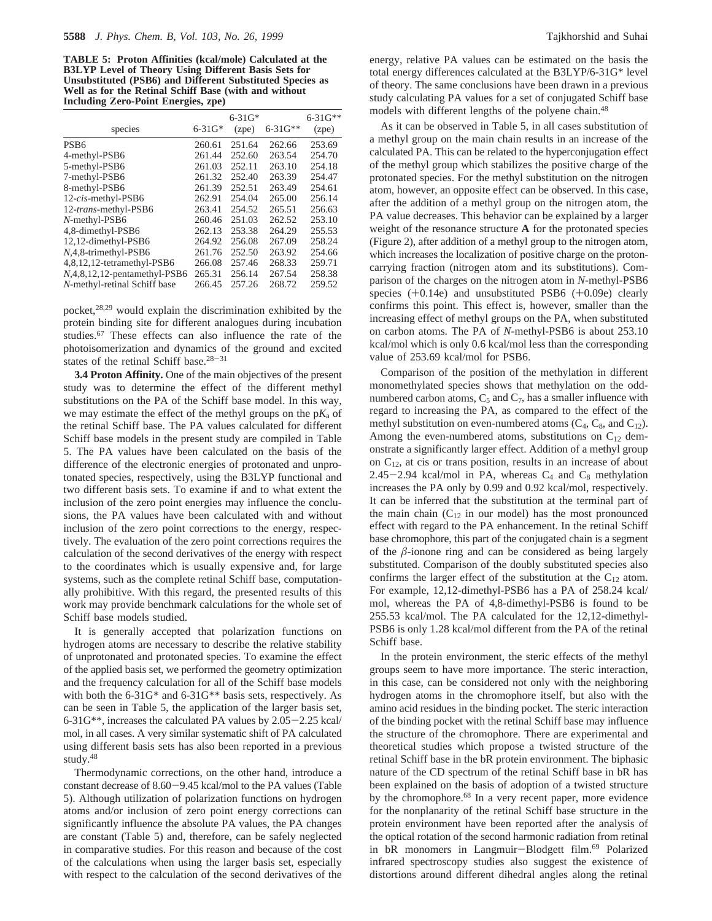**TABLE 5: Proton Affinities (kcal/mole) Calculated at the B3LYP Level of Theory Using Different Basis Sets for Unsubstituted (PSB6) and Different Substituted Species as Well as for the Retinal Schiff Base (with and without Including Zero-Point Energies, zpe)**

| species | 6-31G* | 6-31G* (zpe) | 6-31G** | 6-31G** (zpe) |
|---|---|---|---|---|
| PSB6 | 260.61 | 251.64 | 262.66 | 253.69 |
| 4-methyl-PSB6 | 261.44 | 252.60 | 263.54 | 254.70 |
| 5-methyl-PSB6 | 261.03 | 252.11 | 263.10 | 254.18 |
| 7-methyl-PSB6 | 261.32 | 252.40 | 263.39 | 254.47 |
| 8-methyl-PSB6 | 261.39 | 252.51 | 263.49 | 254.61 |
| 12-*cis*-methyl-PSB6 | 262.91 | 254.04 | 265.00 | 256.14 |
| 12-*trans*-methyl-PSB6 | 263.41 | 254.52 | 265.51 | 256.63 |
| *N*-methyl-PSB6 | 260.46 | 251.03 | 262.52 | 253.10 |
| 4,8-dimethyl-PSB6 | 262.13 | 253.38 | 264.29 | 255.53 |
| 12,12-dimethyl-PSB6 | 264.92 | 256.08 | 267.09 | 258.24 |
| *N*,4,8-trimethyl-PSB6 | 261.76 | 252.50 | 263.92 | 254.66 |
| 4,8,12,12-tetramethyl-PSB6 | 266.08 | 257.46 | 268.33 | 259.71 |
| *N*,4,8,12,12-pentamethyl-PSB6 | 265.31 | 256.14 | 267.54 | 258.38 |
| *N*-methyl-retinal Schiff base | 266.45 | 257.26 | 268.72 | 259.52 |

pocket,[28,29] would explain the discrimination exhibited by the protein binding site for different analogues during incubation studies.[67] These effects can also influence the rate of the photoisomerization and dynamics of the ground and excited states of the retinal Schiff base.[28-31]

**3.4 Proton Affinity.** One of the main objectives of the present study was to determine the effect of the different methyl substitutions on the PA of the Schiff base model. In this way, we may estimate the effect of the methyl groups on the p$K_a$ of the retinal Schiff base. The PA values calculated for different Schiff base models in the present study are compiled in Table 5. The PA values have been calculated on the basis of the difference of the electronic energies of protonated and unprotonated species, respectively, using the B3LYP functional and two different basis sets. To examine if and to what extent the inclusion of the zero point energies may influence the conclusions, the PA values have been calculated with and without inclusion of the zero point corrections to the energy, respectively. The evaluation of the zero point corrections requires the calculation of the second derivatives of the energy with respect to the coordinates which is usually expensive and, for large systems, such as the complete retinal Schiff base, computationally prohibitive. With this regard, the presented results of this work may provide benchmark calculations for the whole set of Schiff base models studied.

It is generally accepted that polarization functions on hydrogen atoms are necessary to describe the relative stability of unprotonated and protonated species. To examine the effect of the applied basis set, we performed the geometry optimization and the frequency calculation for all of the Schiff base models with both the 6-31G* and 6-31G** basis sets, respectively. As can be seen in Table 5, the application of the larger basis set, 6-31G**, increases the calculated PA values by 2.05−2.25 kcal/mol, in all cases. A very similar systematic shift of PA calculated using different basis sets has also been reported in a previous study.[48]

Thermodynamic corrections, on the other hand, introduce a constant decrease of 8.60−9.45 kcal/mol to the PA values (Table 5). Although utilization of polarization functions on hydrogen atoms and/or inclusion of zero point energy corrections can significantly influence the absolute PA values, the PA changes are constant (Table 5) and, therefore, can be safely neglected in comparative studies. For this reason and because of the cost of the calculations when using the larger basis set, especially with respect to the calculation of the second derivatives of the energy, relative PA values can be estimated on the basis the total energy differences calculated at the B3LYP/6-31G* level of theory. The same conclusions have been drawn in a previous study calculating PA values for a set of conjugated Schiff base models with different lengths of the polyene chain.[48]

As it can be observed in Table 5, in all cases substitution of a methyl group on the main chain results in an increase of the calculated PA. This can be related to the hyperconjugation effect of the methyl group which stabilizes the positive charge of the protonated species. For the methyl substitution on the nitrogen atom, however, an opposite effect can be observed. In this case, after the addition of a methyl group on the nitrogen atom, the PA value decreases. This behavior can be explained by a larger weight of the resonance structure **A** for the protonated species (Figure 2), after addition of a methyl group to the nitrogen atom, which increases the localization of positive charge on the proton-carrying fraction (nitrogen atom and its substitutions). Comparison of the charges on the nitrogen atom in *N*-methyl-PSB6 species (+0.14e) and unsubstituted PSB6 (+0.09e) clearly confirms this point. This effect is, however, smaller than the increasing effect of methyl groups on the PA, when substituted on carbon atoms. The PA of *N*-methyl-PSB6 is about 253.10 kcal/mol which is only 0.6 kcal/mol less than the corresponding value of 253.69 kcal/mol for PSB6.

Comparison of the position of the methylation in different monomethylated species shows that methylation on the odd-numbered carbon atoms, $C_5$ and $C_7$, has a smaller influence with regard to increasing the PA, as compared to the effect of the methyl substitution on even-numbered atoms ($C_4$, $C_8$, and $C_{12}$). Among the even-numbered atoms, substitutions on $C_{12}$ demonstrate a significantly larger effect. Addition of a methyl group on $C_{12}$, at cis or trans position, results in an increase of about 2.45−2.94 kcal/mol in PA, whereas $C_4$ and $C_8$ methylation increases the PA only by 0.99 and 0.92 kcal/mol, respectively. It can be inferred that the substitution at the terminal part of the main chain ($C_{12}$ in our model) has the most pronounced effect with regard to the PA enhancement. In the retinal Schiff base chromophore, this part of the conjugated chain is a segment of the $\beta$-ionone ring and can be considered as being largely substituted. Comparison of the doubly substituted species also confirms the larger effect of the substitution at the $C_{12}$ atom. For example, 12,12-dimethyl-PSB6 has a PA of 258.24 kcal/mol, whereas the PA of 4,8-dimethyl-PSB6 is found to be 255.53 kcal/mol. The PA calculated for the 12,12-dimethyl-PSB6 is only 1.28 kcal/mol different from the PA of the retinal Schiff base.

In the protein environment, the steric effects of the methyl groups seem to have more importance. The steric interaction, in this case, can be considered not only with the neighboring hydrogen atoms in the chromophore itself, but also with the amino acid residues in the binding pocket. The steric interaction of the binding pocket with the retinal Schiff base may influence the structure of the chromophore. There are experimental and theoretical studies which propose a twisted structure of the retinal Schiff base in the bR protein environment. The biphasic nature of the CD spectrum of the retinal Schiff base in bR has been explained on the basis of adoption of a twisted structure by the chromophore.[68] In a very recent paper, more evidence for the nonplanarity of the retinal Schiff base structure in the protein environment have been reported after the analysis of the optical rotation of the second harmonic radiation from retinal in bR monomers in Langmuir−Blodgett film.[69] Polarized infrared spectroscopy studies also suggest the existence of distortions around different dihedral angles along the retinal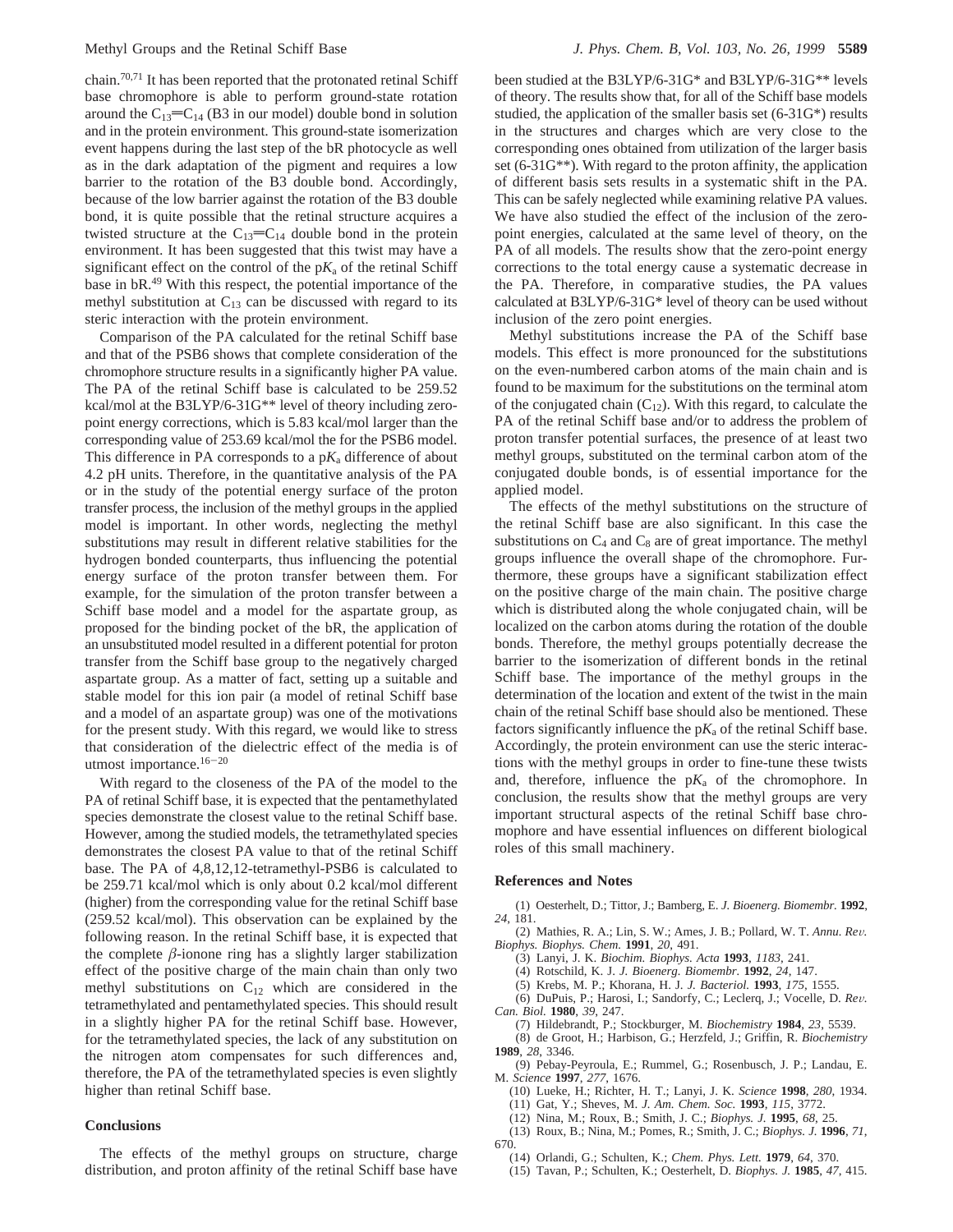chain.[70,71] It has been reported that the protonated retinal Schiff base chromophore is able to perform ground-state rotation around the $C_{13}{=}C_{14}$ (B3 in our model) double bond in solution and in the protein environment. This ground-state isomerization event happens during the last step of the bR photocycle as well as in the dark adaptation of the pigment and requires a low barrier to the rotation of the B3 double bond. Accordingly, because of the low barrier against the rotation of the B3 double bond, it is quite possible that the retinal structure acquires a twisted structure at the $C_{13}{=}C_{14}$ double bond in the protein environment. It has been suggested that this twist may have a significant effect on the control of the p$K_a$ of the retinal Schiff base in bR.[49] With this respect, the potential importance of the methyl substitution at $C_{13}$ can be discussed with regard to its steric interaction with the protein environment.

Comparison of the PA calculated for the retinal Schiff base and that of the PSB6 shows that complete consideration of the chromophore structure results in a significantly higher PA value. The PA of the retinal Schiff base is calculated to be 259.52 kcal/mol at the B3LYP/6-31G** level of theory including zero-point energy corrections, which is 5.83 kcal/mol larger than the corresponding value of 253.69 kcal/mol the for the PSB6 model. This difference in PA corresponds to a p$K_a$ difference of about 4.2 pH units. Therefore, in the quantitative analysis of the PA or in the study of the potential energy surface of the proton transfer process, the inclusion of the methyl groups in the applied model is important. In other words, neglecting the methyl substitutions may result in different relative stabilities for the hydrogen bonded counterparts, thus influencing the potential energy surface of the proton transfer between them. For example, for the simulation of the proton transfer between a Schiff base model and a model for the aspartate group, as proposed for the binding pocket of the bR, the application of an unsubstituted model resulted in a different potential for proton transfer from the Schiff base group to the negatively charged aspartate group. As a matter of fact, setting up a suitable and stable model for this ion pair (a model of retinal Schiff base and a model of an aspartate group) was one of the motivations for the present study. With this regard, we would like to stress that consideration of the dielectric effect of the media is of utmost importance.[16-20]

With regard to the closeness of the PA of the model to the PA of retinal Schiff base, it is expected that the pentamethylated species demonstrate the closest value to the retinal Schiff base. However, among the studied models, the tetramethylated species demonstrates the closest PA value to that of the retinal Schiff base. The PA of 4,8,12,12-tetramethyl-PSB6 is calculated to be 259.71 kcal/mol which is only about 0.2 kcal/mol different (higher) from the corresponding value for the retinal Schiff base (259.52 kcal/mol). This observation can be explained by the following reason. In the retinal Schiff base, it is expected that the complete $\beta$-ionone ring has a slightly larger stabilization effect of the positive charge of the main chain than only two methyl substitutions on $C_{12}$ which are considered in the tetramethylated and pentamethylated species. This should result in a slightly higher PA for the retinal Schiff base. However, for the tetramethylated species, the lack of any substitution on the nitrogen atom compensates for such differences and, therefore, the PA of the tetramethylated species is even slightly higher than retinal Schiff base.

## Conclusions

The effects of the methyl groups on structure, charge distribution, and proton affinity of the retinal Schiff base have been studied at the B3LYP/6-31G* and B3LYP/6-31G** levels of theory. The results show that, for all of the Schiff base models studied, the application of the smaller basis set (6-31G*) results in the structures and charges which are very close to the corresponding ones obtained from utilization of the larger basis set (6-31G**). With regard to the proton affinity, the application of different basis sets results in a systematic shift in the PA. This can be safely neglected while examining relative PA values. We have also studied the effect of the inclusion of the zero-point energies, calculated at the same level of theory, on the PA of all models. The results show that the zero-point energy corrections to the total energy cause a systematic decrease in the PA. Therefore, in comparative studies, the PA values calculated at B3LYP/6-31G* level of theory can be used without inclusion of the zero point energies.

Methyl substitutions increase the PA of the Schiff base models. This effect is more pronounced for the substitutions on the even-numbered carbon atoms of the main chain and is found to be maximum for the substitutions on the terminal atom of the conjugated chain ($C_{12}$). With this regard, to calculate the PA of the retinal Schiff base and/or to address the problem of proton transfer potential surfaces, the presence of at least two methyl groups, substituted on the terminal carbon atom of the conjugated double bonds, is of essential importance for the applied model.

The effects of the methyl substitutions on the structure of the retinal Schiff base are also significant. In this case the substitutions on $C_4$ and $C_8$ are of great importance. The methyl groups influence the overall shape of the chromophore. Furthermore, these groups have a significant stabilization effect on the positive charge of the main chain. The positive charge which is distributed along the whole conjugated chain, will be localized on the carbon atoms during the rotation of the double bonds. Therefore, the methyl groups potentially decrease the barrier to the isomerization of different bonds in the retinal Schiff base. The importance of the methyl groups in the determination of the location and extent of the twist in the main chain of the retinal Schiff base should also be mentioned. These factors significantly influence the p$K_a$ of the retinal Schiff base. Accordingly, the protein environment can use the steric interactions with the methyl groups in order to fine-tune these twists and, therefore, influence the p$K_a$ of the chromophore. In conclusion, the results show that the methyl groups are very important structural aspects of the retinal Schiff base chromophore and have essential influences on different biological roles of this small machinery.

## References and Notes

(1) Oesterhelt, D.; Tittor, J.; Bamberg, E. *J. Bioenerg. Biomembr.* **1992**, *24*, 181.

(2) Mathies, R. A.; Lin, S. W.; Ames, J. B.; Pollard, W. T. *Annu. Rev. Biophys. Biophys. Chem.* **1991**, *20*, 491.

(3) Lanyi, J. K. *Biochim. Biophys. Acta* **1993**, *1183*, 241.

(4) Rotschild, K. J. *J. Bioenerg. Biomembr.* **1992**, *24*, 147.

(5) Krebs, M. P.; Khorana, H. J. *J. Bacteriol.* **1993**, *175*, 1555.

(6) DuPuis, P.; Harosi, I.; Sandorfy, C.; Leclerq, J.; Vocelle, D. *Rev. Can. Biol.* **1980**, *39*, 247.

(7) Hildebrandt, P.; Stockburger, M. *Biochemistry* **1984**, *23*, 5539.

(8) de Groot, H.; Harbison, G.; Herzfeld, J.; Griffin, R. *Biochemistry* **1989**, *28*, 3346.

(9) Pebay-Peyroula, E.; Rummel, G.; Rosenbusch, J. P.; Landau, E. M. *Science* **1997**, *277*, 1676.

(10) Lueke, H.; Richter, H. T.; Lanyi, J. K. *Science* **1998**, *280*, 1934.

(11) Gat, Y.; Sheves, M. *J. Am. Chem. Soc.* **1993**, *115*, 3772.

(12) Nina, M.; Roux, B.; Smith, J. C.; *Biophys. J.* **1995**, *68*, 25.

(13) Roux, B.; Nina, M.; Pomes, R.; Smith, J. C.; *Biophys. J.* **1996**, *71*, 670.

(14) Orlandi, G.; Schulten, K.; *Chem. Phys. Lett.* **1979**, *64*, 370.

(15) Tavan, P.; Schulten, K.; Oesterhelt, D. *Biophys. J.* **1985**, *47*, 415.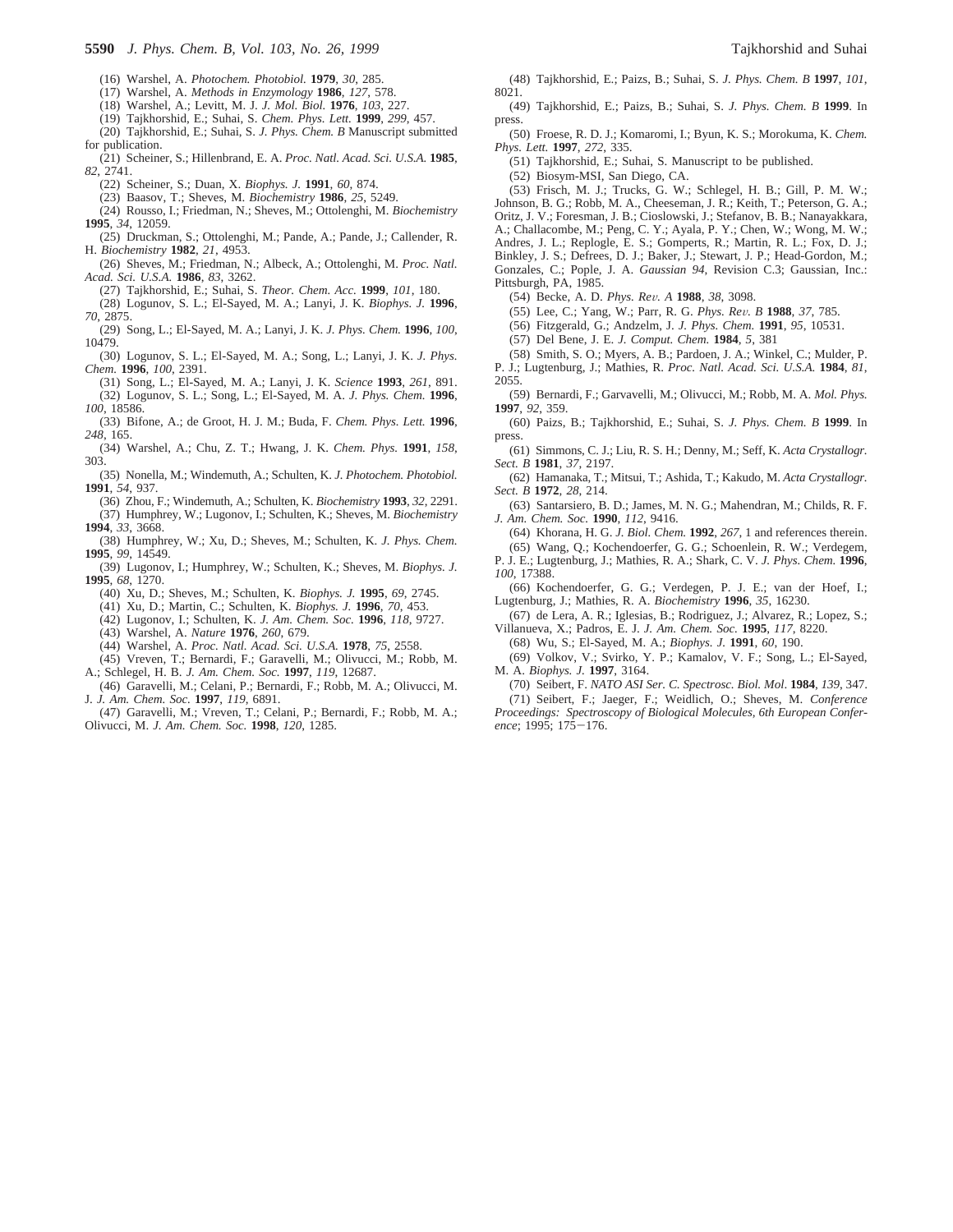(16) Warshel, A. *Photochem. Photobiol.* **1979**, *30*, 285.

(17) Warshel, A. *Methods in Enzymology* **1986**, *127*, 578.

(18) Warshel, A.; Levitt, M. J. *J. Mol. Biol.* **1976**, *103*, 227.

(19) Tajkhorshid, E.; Suhai, S. *Chem. Phys. Lett.* **1999**, *299*, 457.

(20) Tajkhorshid, E.; Suhai, S. *J. Phys. Chem. B* Manuscript submitted for publication.

(21) Scheiner, S.; Hillenbrand, E. A. *Proc. Natl. Acad. Sci. U.S.A.* **1985**, *82*, 2741.

(22) Scheiner, S.; Duan, X. *Biophys. J.* **1991**, *60*, 874.

(23) Baasov, T.; Sheves, M. *Biochemistry* **1986**, *25*, 5249.

(24) Rousso, I.; Friedman, N.; Sheves, M.; Ottolenghi, M. *Biochemistry* **1995**, *34*, 12059.

(25) Druckman, S.; Ottolenghi, M.; Pande, A.; Pande, J.; Callender, R. H. *Biochemistry* **1982**, *21*, 4953.

(26) Sheves, M.; Friedman, N.; Albeck, A.; Ottolenghi, M. *Proc. Natl. Acad. Sci. U.S.A.* **1986**, *83*, 3262.

(27) Tajkhorshid, E.; Suhai, S. *Theor. Chem. Acc.* **1999**, *101*, 180.

(28) Logunov, S. L.; El-Sayed, M. A.; Lanyi, J. K. *Biophys. J.* **1996**, *70*, 2875.

(29) Song, L.; El-Sayed, M. A.; Lanyi, J. K. *J. Phys. Chem.* **1996**, *100*, 10479.

(30) Logunov, S. L.; El-Sayed, M. A.; Song, L.; Lanyi, J. K. *J. Phys. Chem.* **1996**, *100*, 2391.

(31) Song, L.; El-Sayed, M. A.; Lanyi, J. K. *Science* **1993**, *261*, 891.

(32) Logunov, S. L.; Song, L.; El-Sayed, M. A. *J. Phys. Chem.* **1996**, *100*, 18586.

(33) Bifone, A.; de Groot, H. J. M.; Buda, F. *Chem. Phys. Lett.* **1996**, *248*, 165.

(34) Warshel, A.; Chu, Z. T.; Hwang, J. K. *Chem. Phys.* **1991**, *158*, 303.

(35) Nonella, M.; Windemuth, A.; Schulten, K. *J. Photochem. Photobiol.* **1991**, *54*, 937.

(36) Zhou, F.; Windemuth, A.; Schulten, K. *Biochemistry* **1993**, *32*, 2291.

(37) Humphrey, W.; Lugonov, I.; Schulten, K.; Sheves, M. *Biochemistry* **1994**, *33*, 3668.

(38) Humphrey, W.; Xu, D.; Sheves, M.; Schulten, K. *J. Phys. Chem.* **1995**, *99*, 14549.

(39) Lugonov, I.; Humphrey, W.; Schulten, K.; Sheves, M. *Biophys. J.* **1995**, *68*, 1270.

(40) Xu, D.; Sheves, M.; Schulten, K. *Biophys. J.* **1995**, *69*, 2745.

(41) Xu, D.; Martin, C.; Schulten, K. *Biophys. J.* **1996**, *70*, 453.

(42) Lugonov, I.; Schulten, K. *J. Am. Chem. Soc.* **1996**, *118*, 9727.

(43) Warshel, A. *Nature* **1976**, *260*, 679.

(44) Warshel, A. *Proc. Natl. Acad. Sci. U.S.A.* **1978**, *75*, 2558.

(45) Vreven, T.; Bernardi, F.; Garavelli, M.; Olivucci, M.; Robb, M. A.; Schlegel, H. B. *J. Am. Chem. Soc.* **1997**, *119*, 12687.

(46) Garavelli, M.; Celani, P.; Bernardi, F.; Robb, M. A.; Olivucci, M. J. *J. Am. Chem. Soc.* **1997**, *119*, 6891.

(47) Garavelli, M.; Vreven, T.; Celani, P.; Bernardi, F.; Robb, M. A.; Olivucci, M. *J. Am. Chem. Soc.* **1998**, *120*, 1285.

(48) Tajkhorshid, E.; Paizs, B.; Suhai, S. *J. Phys. Chem. B* **1997**, *101*, 8021.

(49) Tajkhorshid, E.; Paizs, B.; Suhai, S. *J. Phys. Chem. B* **1999**. In press.

(50) Froese, R. D. J.; Komaromi, I.; Byun, K. S.; Morokuma, K. *Chem. Phys. Lett.* **1997**, *272*, 335.

(51) Tajkhorshid, E.; Suhai, S. Manuscript to be published.

(52) Biosym-MSI, San Diego, CA.

(53) Frisch, M. J.; Trucks, G. W.; Schlegel, H. B.; Gill, P. M. W.; Johnson, B. G.; Robb, M. A.; Cheeseman, J. R.; Keith, T.; Peterson, G. A.; Oritz, J. V.; Foresman, J. B.; Cioslowski, J.; Stefanov, B. B.; Nanayakkara, A.; Challacombe, M.; Peng, C. Y.; Ayala, P. Y.; Chen, W.; Wong, M. W.; Andres, J. L.; Replogle, E. S.; Gomperts, R.; Martin, R. L.; Fox, D. J.; Binkley, J. S.; Defrees, D. J.; Baker, J.; Stewart, J. P.; Head-Gordon, M.; Gonzales, C.; Pople, J. A. *Gaussian 94*, Revision C.3; Gaussian, Inc.: Pittsburgh, PA, 1985.

(54) Becke, A. D. *Phys. Rev. A* **1988**, *38*, 3098.

(55) Lee, C.; Yang, W.; Parr, R. G. *Phys. Rev. B* **1988**, *37*, 785.

(56) Fitzgerald, G.; Andzelm, J. *J. Phys. Chem.* **1991**, *95*, 10531.

(57) Del Bene, J. E. *J. Comput. Chem.* **1984**, *5*, 381

(58) Smith, S. O.; Myers, A. B.; Pardoen, J. A.; Winkel, C.; Mulder, P. P. J.; Lugtenburg, J.; Mathies, R. *Proc. Natl. Acad. Sci. U.S.A.* **1984**, *81*, 2055.

(59) Bernardi, F.; Garvavelli, M.; Olivucci, M.; Robb, M. A. *Mol. Phys.* **1997**, *92*, 359.

(60) Paizs, B.; Tajkhorshid, E.; Suhai, S. *J. Phys. Chem. B* **1999**. In press.

(61) Simmons, C. J.; Liu, R. S. H.; Denny, M.; Seff, K. *Acta Crystallogr. Sect. B* **1981**, *37*, 2197.

(62) Hamanaka, T.; Mitsui, T.; Ashida, T.; Kakudo, M. *Acta Crystallogr. Sect. B* **1972**, *28*, 214.

(63) Santarsiero, B. D.; James, M. N. G.; Mahendran, M.; Childs, R. F. *J. Am. Chem. Soc.* **1990**, *112*, 9416.

(64) Khorana, H. G. *J. Biol. Chem.* **1992**, *267*, 1 and references therein.

(65) Wang, Q.; Kochendoerfer, G. G.; Schoenlein, R. W.; Verdegem, P. J. E.; Lugtenburg, J.; Mathies, R. A.; Shark, C. V. *J. Phys. Chem.* **1996**, *100*, 17388.

(66) Kochendoerfer, G. G.; Verdegen, P. J. E.; van der Hoef, I.; Lugtenburg, J.; Mathies, R. A. *Biochemistry* **1996**, *35*, 16230.

(67) de Lera, A. R.; Iglesias, B.; Rodriguez, J.; Alvarez, R.; Lopez, S.; Villanueva, X.; Padros, E. J. *J. Am. Chem. Soc.* **1995**, *117*, 8220.

(68) Wu, S.; El-Sayed, M. A.; *Biophys. J.* **1991**, *60*, 190.

(69) Volkov, V.; Svirko, Y. P.; Kamalov, V. F.; Song, L.; El-Sayed, M. A. *Biophys. J.* **1997**, 3164.

(70) Seibert, F. *NATO ASI Ser. C. Spectrosc. Biol. Mol.* **1984**, *139*, 347.

(71) Seibert, F.; Jaeger, F.; Weidlich, O.; Sheves, M. *Conference Proceedings: Spectroscopy of Biological Molecules, 6th European Conference*; 1995; 175–176.